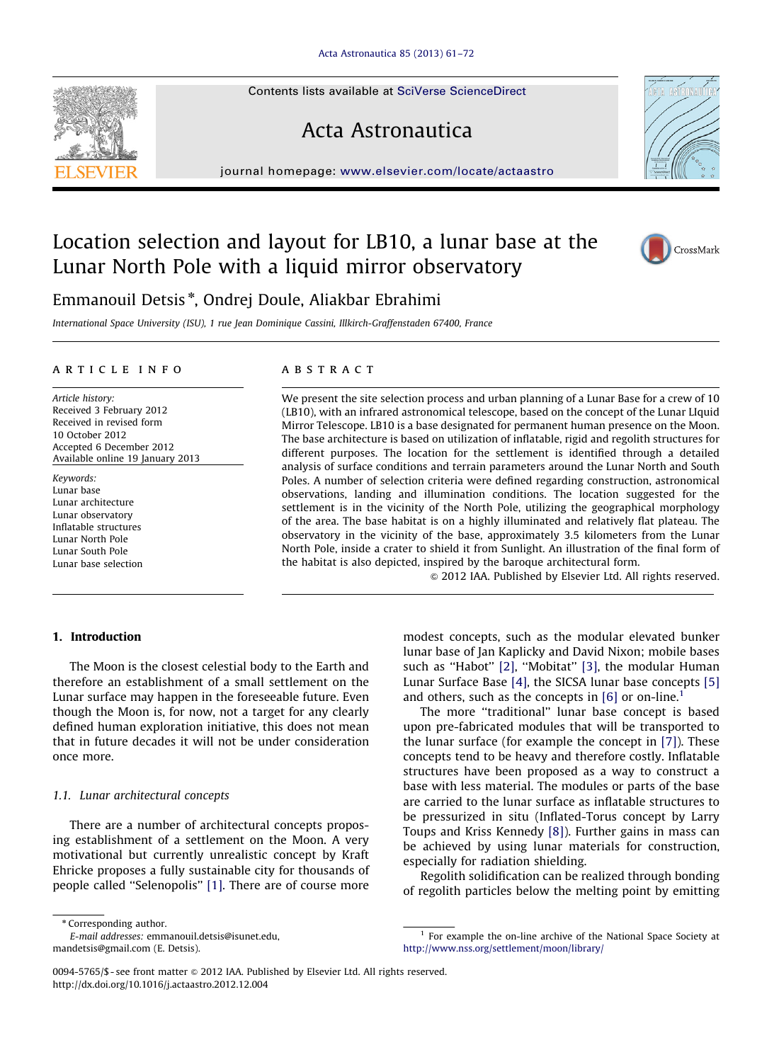# Location selection and layout for LB10, a lunar base at the Lunar North Pole with a liquid mirror observatory

Emmanouil Detsis *, Ondrej Doule, Aliakbar Ebrahimi

*International Space University (ISU), 1 rue Jean Dominique Cassini, Illkirch-Graffenstaden 67400, France*

## ARTICLE INFO

*Article history:*
Received 3 February 2012
Received in revised form
10 October 2012
Accepted 6 December 2012
Available online 19 January 2013

*Keywords:*
Lunar base
Lunar architecture
Lunar observatory
Inflatable structures
Lunar North Pole
Lunar South Pole
Lunar base selection

## ABSTRACT

We present the site selection process and urban planning of a Lunar Base for a crew of 10 (LB10), with an infrared astronomical telescope, based on the concept of the Lunar LIquid Mirror Telescope. LB10 is a base designated for permanent human presence on the Moon. The base architecture is based on utilization of inflatable, rigid and regolith structures for different purposes. The location for the settlement is identified through a detailed analysis of surface conditions and terrain parameters around the Lunar North and South Poles. A number of selection criteria were defined regarding construction, astronomical observations, landing and illumination conditions. The location suggested for the settlement is in the vicinity of the North Pole, utilizing the geographical morphology of the area. The base habitat is on a highly illuminated and relatively flat plateau. The observatory in the vicinity of the base, approximately 3.5 kilometers from the Lunar North Pole, inside a crater to shield it from Sunlight. An illustration of the final form of the habitat is also depicted, inspired by the baroque architectural form.

© 2012 IAA. Published by Elsevier Ltd. All rights reserved.

## 1. Introduction

The Moon is the closest celestial body to the Earth and therefore an establishment of a small settlement on the Lunar surface may happen in the foreseeable future. Even though the Moon is, for now, not a target for any clearly defined human exploration initiative, this does not mean that in future decades it will not be under consideration once more.

### 1.1. Lunar architectural concepts

There are a number of architectural concepts proposing establishment of a settlement on the Moon. A very motivational but currently unrealistic concept by Kraft Ehricke proposes a fully sustainable city for thousands of people called "Selenopolis" [1]. There are of course more modest concepts, such as the modular elevated bunker lunar base of Jan Kaplicky and David Nixon; mobile bases such as "Habot" [2], "Mobitat" [3], the modular Human Lunar Surface Base [4], the SICSA lunar base concepts [5] and others, such as the concepts in [6] or on-line.[1]

The more "traditional" lunar base concept is based upon pre-fabricated modules that will be transported to the lunar surface (for example the concept in [7]). These concepts tend to be heavy and therefore costly. Inflatable structures have been proposed as a way to construct a base with less material. The modules or parts of the base are carried to the lunar surface as inflatable structures to be pressurized in situ (Inflated-Torus concept by Larry Toups and Kriss Kennedy [8]). Further gains in mass can be achieved by using lunar materials for construction, especially for radiation shielding.

Regolith solidification can be realized through bonding of regolith particles below the melting point by emitting

---

* Corresponding author.
*E-mail addresses:* emmanouil.detsis@isunet.edu, mandetsis@gmail.com (E. Detsis).

[1] For example the on-line archive of the National Space Society at http://www.nss.org/settlement/moon/library/

0094-5765/$ - see front matter © 2012 IAA. Published by Elsevier Ltd. All rights reserved.
http://dx.doi.org/10.1016/j.actaastro.2012.12.004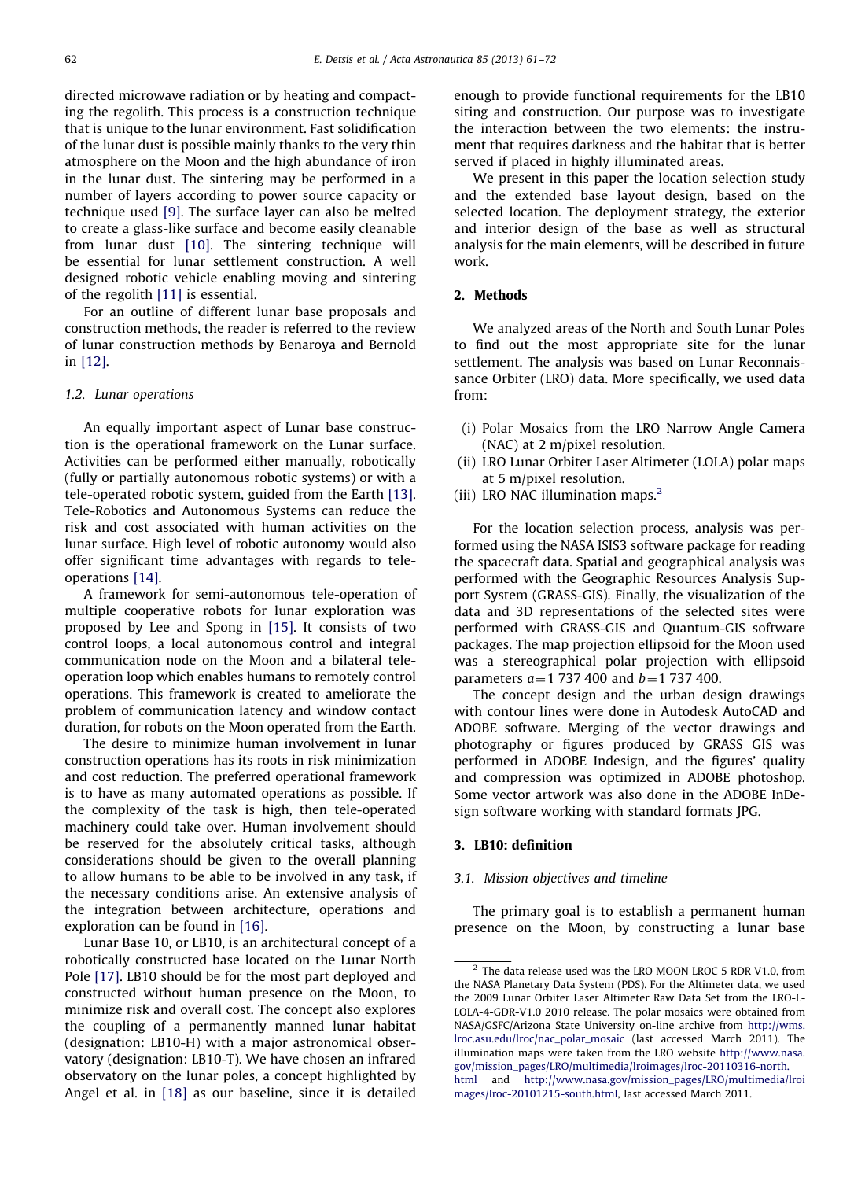directed microwave radiation or by heating and compacting the regolith. This process is a construction technique that is unique to the lunar environment. Fast solidification of the lunar dust is possible mainly thanks to the very thin atmosphere on the Moon and the high abundance of iron in the lunar dust. The sintering may be performed in a number of layers according to power source capacity or technique used [9]. The surface layer can also be melted to create a glass-like surface and become easily cleanable from lunar dust [10]. The sintering technique will be essential for lunar settlement construction. A well designed robotic vehicle enabling moving and sintering of the regolith [11] is essential.

For an outline of different lunar base proposals and construction methods, the reader is referred to the review of lunar construction methods by Benaroya and Bernold in [12].

### *1.2. Lunar operations*

An equally important aspect of Lunar base construction is the operational framework on the Lunar surface. Activities can be performed either manually, robotically (fully or partially autonomous robotic systems) or with a tele-operated robotic system, guided from the Earth [13]. Tele-Robotics and Autonomous Systems can reduce the risk and cost associated with human activities on the lunar surface. High level of robotic autonomy would also offer significant time advantages with regards to tele-operations [14].

A framework for semi-autonomous tele-operation of multiple cooperative robots for lunar exploration was proposed by Lee and Spong in [15]. It consists of two control loops, a local autonomous control and integral communication node on the Moon and a bilateral tele-operation loop which enables humans to remotely control operations. This framework is created to ameliorate the problem of communication latency and window contact duration, for robots on the Moon operated from the Earth.

The desire to minimize human involvement in lunar construction operations has its roots in risk minimization and cost reduction. The preferred operational framework is to have as many automated operations as possible. If the complexity of the task is high, then tele-operated machinery could take over. Human involvement should be reserved for the absolutely critical tasks, although considerations should be given to the overall planning to allow humans to be able to be involved in any task, if the necessary conditions arise. An extensive analysis of the integration between architecture, operations and exploration can be found in [16].

Lunar Base 10, or LB10, is an architectural concept of a robotically constructed base located on the Lunar North Pole [17]. LB10 should be for the most part deployed and constructed without human presence on the Moon, to minimize risk and overall cost. The concept also explores the coupling of a permanently manned lunar habitat (designation: LB10-H) with a major astronomical observatory (designation: LB10-T). We have chosen an infrared observatory on the lunar poles, a concept highlighted by Angel et al. in [18] as our baseline, since it is detailed enough to provide functional requirements for the LB10 siting and construction. Our purpose was to investigate the interaction between the two elements: the instrument that requires darkness and the habitat that is better served if placed in highly illuminated areas.

We present in this paper the location selection study and the extended base layout design, based on the selected location. The deployment strategy, the exterior and interior design of the base as well as structural analysis for the main elements, will be described in future work.

## 2. Methods

We analyzed areas of the North and South Lunar Poles to find out the most appropriate site for the lunar settlement. The analysis was based on Lunar Reconnaissance Orbiter (LRO) data. More specifically, we used data from:

- (i) Polar Mosaics from the LRO Narrow Angle Camera (NAC) at 2 m/pixel resolution.
- (ii) LRO Lunar Orbiter Laser Altimeter (LOLA) polar maps at 5 m/pixel resolution.
- (iii) LRO NAC illumination maps.[2]

For the location selection process, analysis was performed using the NASA ISIS3 software package for reading the spacecraft data. Spatial and geographical analysis was performed with the Geographic Resources Analysis Support System (GRASS-GIS). Finally, the visualization of the data and 3D representations of the selected sites were performed with GRASS-GIS and Quantum-GIS software packages. The map projection ellipsoid for the Moon used was a stereographical polar projection with ellipsoid parameters $a = 1\,737\,400$ and $b = 1\,737\,400$.

The concept design and the urban design drawings with contour lines were done in Autodesk AutoCAD and ADOBE software. Merging of the vector drawings and photography or figures produced by GRASS GIS was performed in ADOBE Indesign, and the figures' quality and compression was optimized in ADOBE photoshop. Some vector artwork was also done in the ADOBE InDesign software working with standard formats JPG.

## 3. LB10: definition

### *3.1. Mission objectives and timeline*

The primary goal is to establish a permanent human presence on the Moon, by constructing a lunar base

---

[2] The data release used was the LRO MOON LROC 5 RDR V1.0, from the NASA Planetary Data System (PDS). For the Altimeter data, we used the 2009 Lunar Orbiter Laser Altimeter Raw Data Set from the LRO-L-LOLA-4-GDR-V1.0 2010 release. The polar mosaics were obtained from NASA/GSFC/Arizona State University on-line archive from http://wms.lroc.asu.edu/lroc/nac_polar_mosaic (last accessed March 2011). The illumination maps were taken from the LRO website http://www.nasa.gov/mission_pages/LRO/multimedia/lroimages/lroc-20110316-north.html and http://www.nasa.gov/mission_pages/LRO/multimedia/lroimages/lroc-20101215-south.html, last accessed March 2011.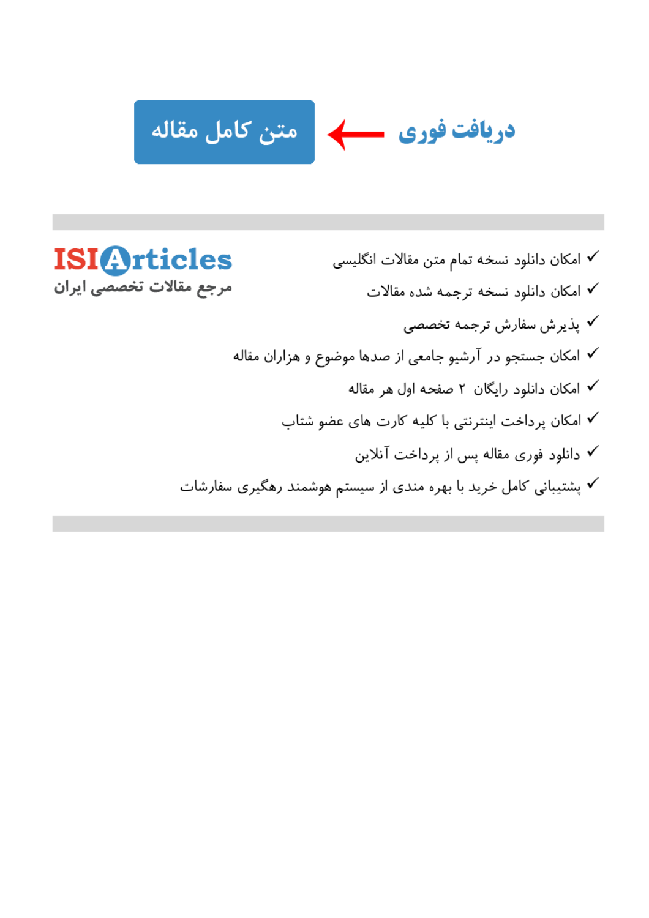متن کامل مقاله ← دریافت فوری

**ISIArticles**
مرجع مقالات تخصصی ایران

- ✓ امکان دانلود نسخه تمام متن مقالات انگلیسی
- ✓ امکان دانلود نسخه ترجمه شده مقالات
- ✓ پذیرش سفارش ترجمه تخصصی
- ✓ امکان جستجو در آرشیو جامعی از صدها موضوع و هزاران مقاله
- ✓ امکان دانلود رایگان ۲ صفحه اول هر مقاله
- ✓ امکان پرداخت اینترنتی با کلیه کارت های عضو شتاب
- ✓ دانلود فوری مقاله پس از پرداخت آنلاین
- ✓ پشتیبانی کامل خرید با بهره مندی از سیستم هوشمند رهگیری سفارشات